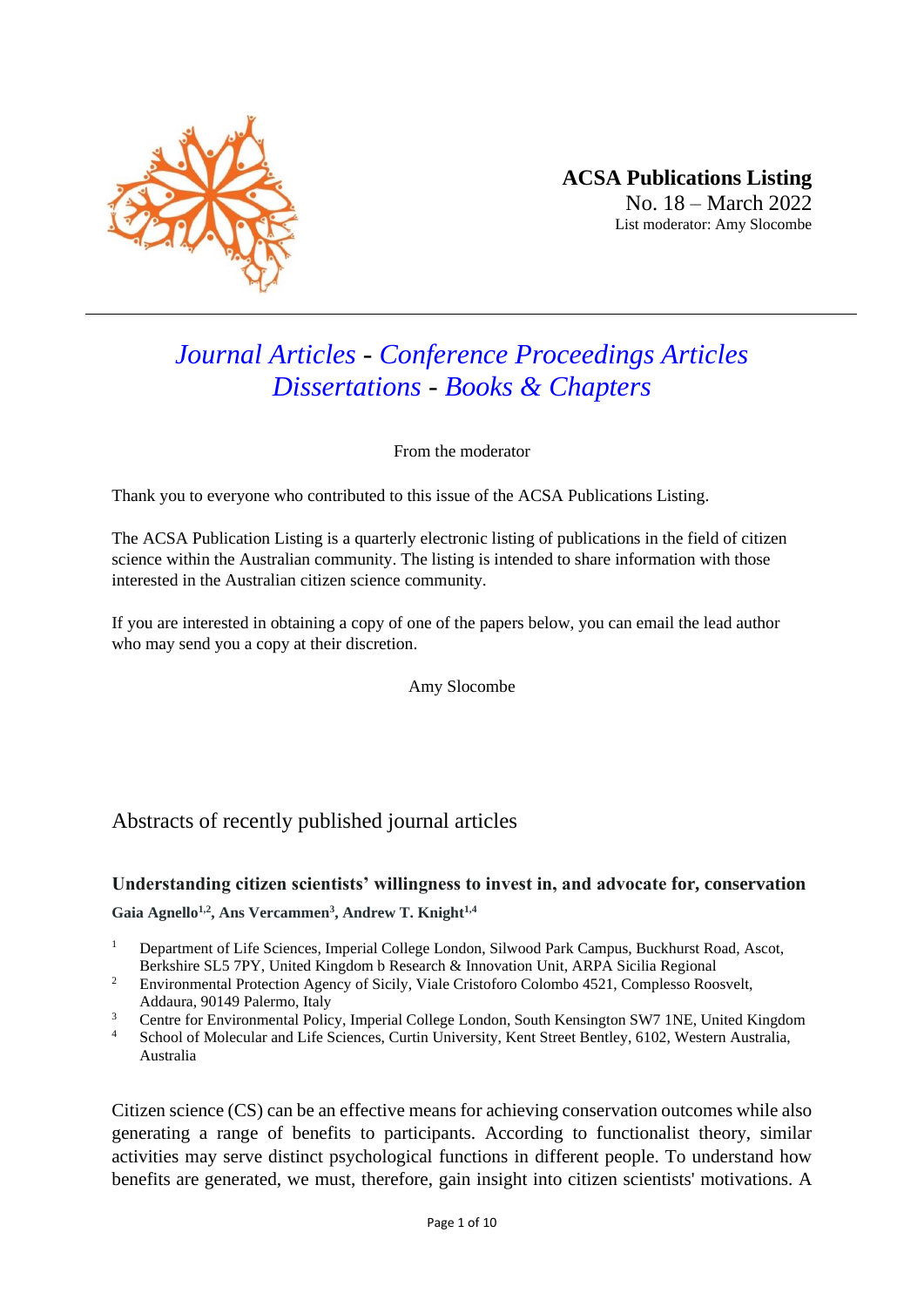**ACSA Publications Listing**
No. 18 – March 2022
List moderator: Amy Slocombe

---

# *Journal Articles* - *Conference Proceedings Articles* *Dissertations* - *Books & Chapters*

From the moderator

Thank you to everyone who contributed to this issue of the ACSA Publications Listing.

The ACSA Publication Listing is a quarterly electronic listing of publications in the field of citizen science within the Australian community. The listing is intended to share information with those interested in the Australian citizen science community.

If you are interested in obtaining a copy of one of the papers below, you can email the lead author who may send you a copy at their discretion.

Amy Slocombe

## Abstracts of recently published journal articles

### Understanding citizen scientists' willingness to invest in, and advocate for, conservation

**Gaia Agnello[1,2], Ans Vercammen[3], Andrew T. Knight[1,4]**

1. Department of Life Sciences, Imperial College London, Silwood Park Campus, Buckhurst Road, Ascot, Berkshire SL5 7PY, United Kingdom b Research & Innovation Unit, ARPA Sicilia Regional
2. Environmental Protection Agency of Sicily, Viale Cristoforo Colombo 4521, Complesso Roosvelt, Addaura, 90149 Palermo, Italy
3. Centre for Environmental Policy, Imperial College London, South Kensington SW7 1NE, United Kingdom
4. School of Molecular and Life Sciences, Curtin University, Kent Street Bentley, 6102, Western Australia, Australia

Citizen science (CS) can be an effective means for achieving conservation outcomes while also generating a range of benefits to participants. According to functionalist theory, similar activities may serve distinct psychological functions in different people. To understand how benefits are generated, we must, therefore, gain insight into citizen scientists' motivations. A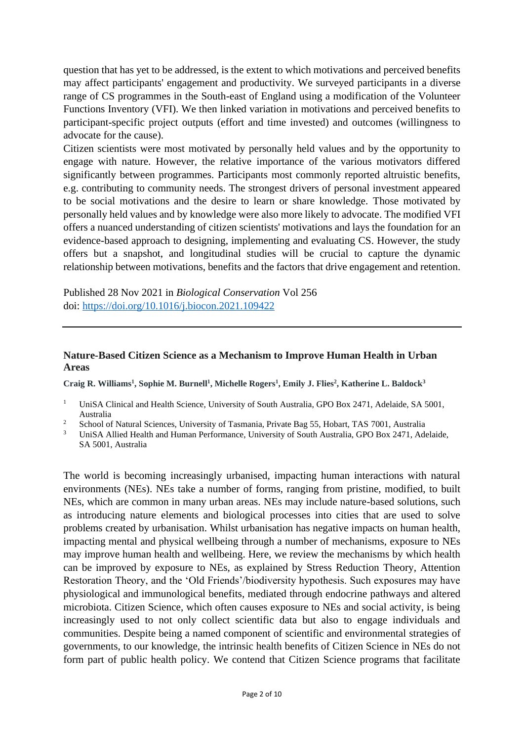question that has yet to be addressed, is the extent to which motivations and perceived benefits may affect participants' engagement and productivity. We surveyed participants in a diverse range of CS programmes in the South-east of England using a modification of the Volunteer Functions Inventory (VFI). We then linked variation in motivations and perceived benefits to participant-specific project outputs (effort and time invested) and outcomes (willingness to advocate for the cause).

Citizen scientists were most motivated by personally held values and by the opportunity to engage with nature. However, the relative importance of the various motivators differed significantly between programmes. Participants most commonly reported altruistic benefits, e.g. contributing to community needs. The strongest drivers of personal investment appeared to be social motivations and the desire to learn or share knowledge. Those motivated by personally held values and by knowledge were also more likely to advocate. The modified VFI offers a nuanced understanding of citizen scientists' motivations and lays the foundation for an evidence-based approach to designing, implementing and evaluating CS. However, the study offers but a snapshot, and longitudinal studies will be crucial to capture the dynamic relationship between motivations, benefits and the factors that drive engagement and retention.

Published 28 Nov 2021 in *Biological Conservation* Vol 256
doi: https://doi.org/10.1016/j.biocon.2021.109422

---

### Nature-Based Citizen Science as a Mechanism to Improve Human Health in Urban Areas

**Craig R. Williams[1], Sophie M. Burnell[1], Michelle Rogers[1], Emily J. Flies[2], Katherine L. Baldock[3]**

[1] UniSA Clinical and Health Science, University of South Australia, GPO Box 2471, Adelaide, SA 5001, Australia
[2] School of Natural Sciences, University of Tasmania, Private Bag 55, Hobart, TAS 7001, Australia
[3] UniSA Allied Health and Human Performance, University of South Australia, GPO Box 2471, Adelaide, SA 5001, Australia

The world is becoming increasingly urbanised, impacting human interactions with natural environments (NEs). NEs take a number of forms, ranging from pristine, modified, to built NEs, which are common in many urban areas. NEs may include nature-based solutions, such as introducing nature elements and biological processes into cities that are used to solve problems created by urbanisation. Whilst urbanisation has negative impacts on human health, impacting mental and physical wellbeing through a number of mechanisms, exposure to NEs may improve human health and wellbeing. Here, we review the mechanisms by which health can be improved by exposure to NEs, as explained by Stress Reduction Theory, Attention Restoration Theory, and the 'Old Friends'/biodiversity hypothesis. Such exposures may have physiological and immunological benefits, mediated through endocrine pathways and altered microbiota. Citizen Science, which often causes exposure to NEs and social activity, is being increasingly used to not only collect scientific data but also to engage individuals and communities. Despite being a named component of scientific and environmental strategies of governments, to our knowledge, the intrinsic health benefits of Citizen Science in NEs do not form part of public health policy. We contend that Citizen Science programs that facilitate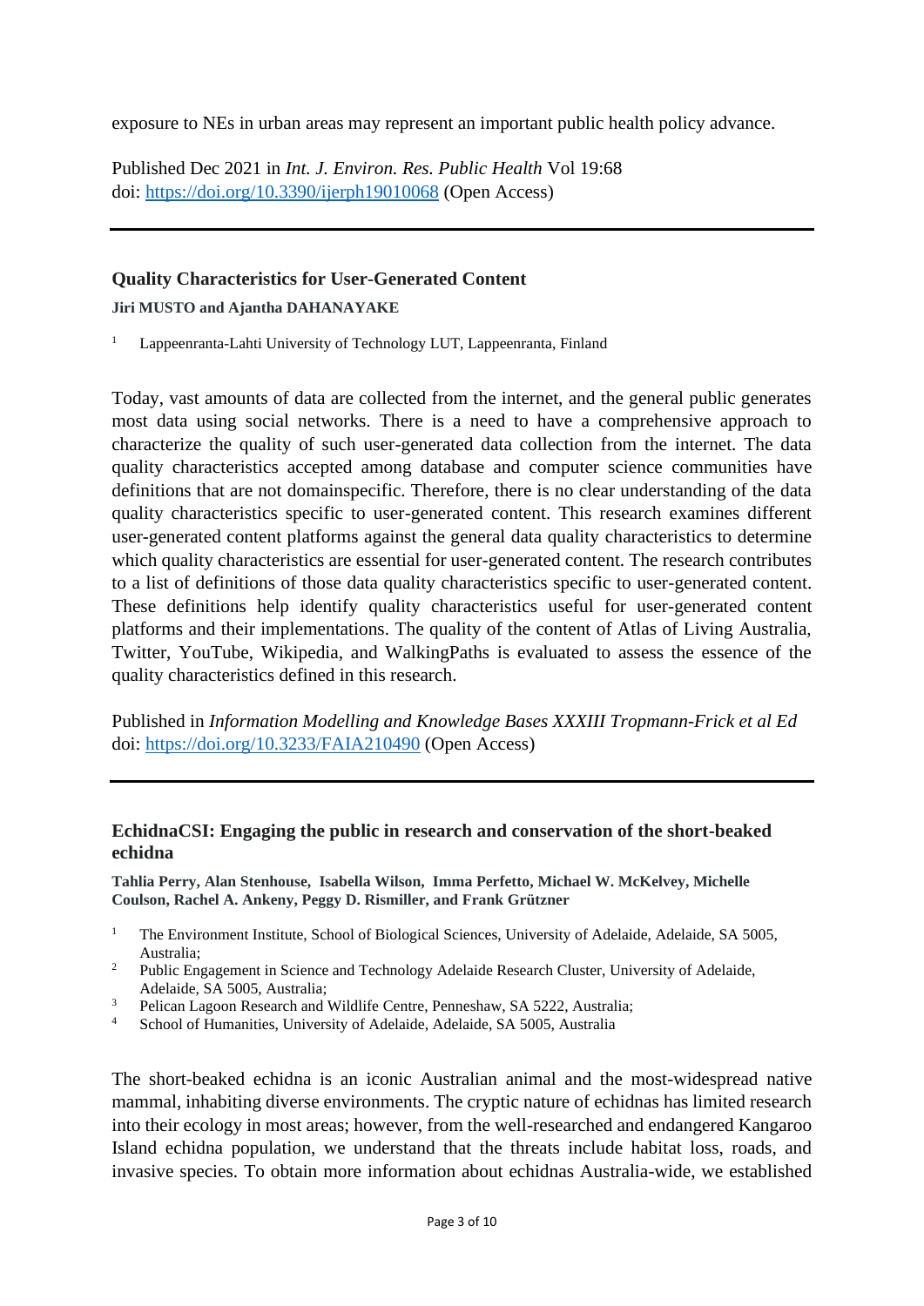exposure to NEs in urban areas may represent an important public health policy advance.

Published Dec 2021 in *Int. J. Environ. Res. Public Health* Vol 19:68
doi: https://doi.org/10.3390/ijerph19010068 (Open Access)

---

### Quality Characteristics for User-Generated Content

**Jiri MUSTO and Ajantha DAHANAYAKE**

[1] Lappeenranta-Lahti University of Technology LUT, Lappeenranta, Finland

Today, vast amounts of data are collected from the internet, and the general public generates most data using social networks. There is a need to have a comprehensive approach to characterize the quality of such user-generated data collection from the internet. The data quality characteristics accepted among database and computer science communities have definitions that are not domainspecific. Therefore, there is no clear understanding of the data quality characteristics specific to user-generated content. This research examines different user-generated content platforms against the general data quality characteristics to determine which quality characteristics are essential for user-generated content. The research contributes to a list of definitions of those data quality characteristics specific to user-generated content. These definitions help identify quality characteristics useful for user-generated content platforms and their implementations. The quality of the content of Atlas of Living Australia, Twitter, YouTube, Wikipedia, and WalkingPaths is evaluated to assess the essence of the quality characteristics defined in this research.

Published in *Information Modelling and Knowledge Bases XXXIII Tropmann-Frick et al Ed*
doi: https://doi.org/10.3233/FAIA210490 (Open Access)

---

### EchidnaCSI: Engaging the public in research and conservation of the short-beaked echidna

**Tahlia Perry, Alan Stenhouse, Isabella Wilson, Imma Perfetto, Michael W. McKelvey, Michelle Coulson, Rachel A. Ankeny, Peggy D. Rismiller, and Frank Grützner**

[1] The Environment Institute, School of Biological Sciences, University of Adelaide, Adelaide, SA 5005, Australia;
[2] Public Engagement in Science and Technology Adelaide Research Cluster, University of Adelaide, Adelaide, SA 5005, Australia;
[3] Pelican Lagoon Research and Wildlife Centre, Penneshaw, SA 5222, Australia;
[4] School of Humanities, University of Adelaide, Adelaide, SA 5005, Australia

The short-beaked echidna is an iconic Australian animal and the most-widespread native mammal, inhabiting diverse environments. The cryptic nature of echidnas has limited research into their ecology in most areas; however, from the well-researched and endangered Kangaroo Island echidna population, we understand that the threats include habitat loss, roads, and invasive species. To obtain more information about echidnas Australia-wide, we established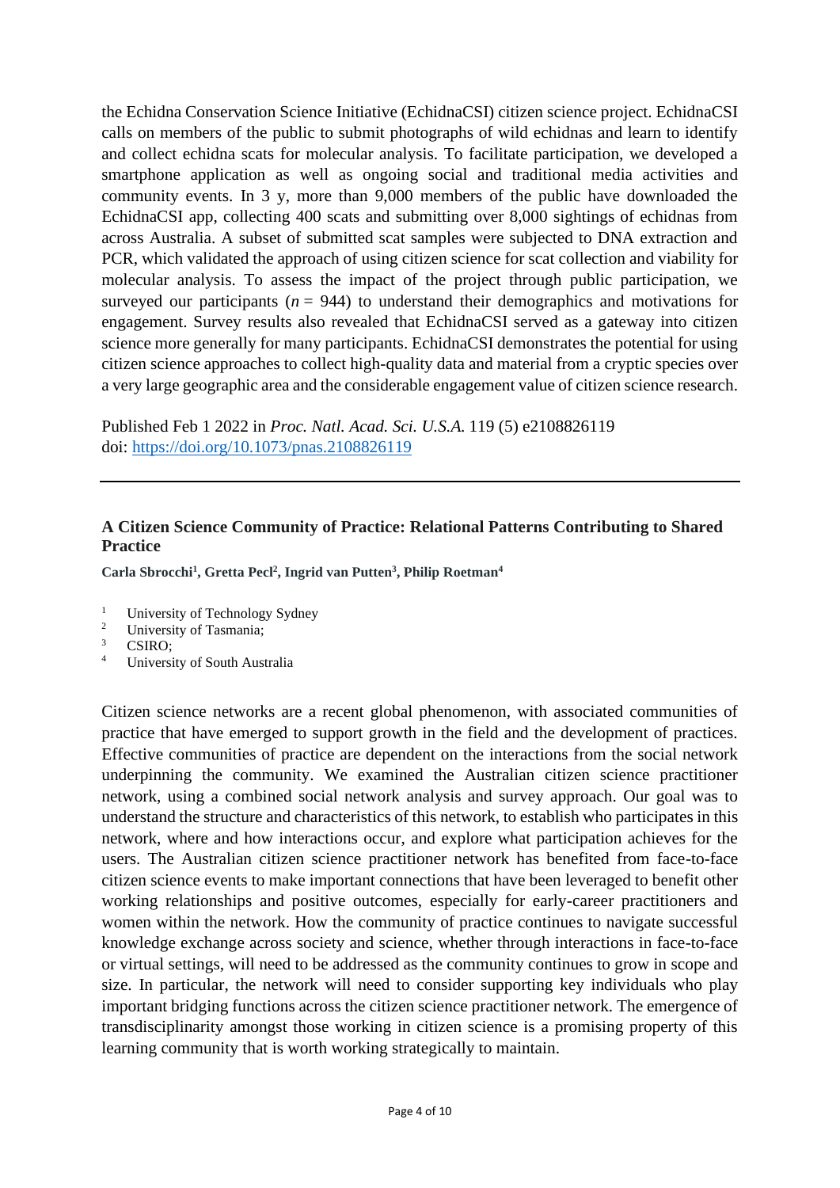the Echidna Conservation Science Initiative (EchidnaCSI) citizen science project. EchidnaCSI calls on members of the public to submit photographs of wild echidnas and learn to identify and collect echidna scats for molecular analysis. To facilitate participation, we developed a smartphone application as well as ongoing social and traditional media activities and community events. In 3 y, more than 9,000 members of the public have downloaded the EchidnaCSI app, collecting 400 scats and submitting over 8,000 sightings of echidnas from across Australia. A subset of submitted scat samples were subjected to DNA extraction and PCR, which validated the approach of using citizen science for scat collection and viability for molecular analysis. To assess the impact of the project through public participation, we surveyed our participants ($n$ = 944) to understand their demographics and motivations for engagement. Survey results also revealed that EchidnaCSI served as a gateway into citizen science more generally for many participants. EchidnaCSI demonstrates the potential for using citizen science approaches to collect high-quality data and material from a cryptic species over a very large geographic area and the considerable engagement value of citizen science research.

Published Feb 1 2022 in *Proc. Natl. Acad. Sci. U.S.A.* 119 (5) e2108826119
doi: https://doi.org/10.1073/pnas.2108826119

---

### A Citizen Science Community of Practice: Relational Patterns Contributing to Shared Practice

**Carla Sbrocchi[1], Gretta Pecl[2], Ingrid van Putten[3], Philip Roetman[4]**

[1] University of Technology Sydney
[2] University of Tasmania;
[3] CSIRO;
[4] University of South Australia

Citizen science networks are a recent global phenomenon, with associated communities of practice that have emerged to support growth in the field and the development of practices. Effective communities of practice are dependent on the interactions from the social network underpinning the community. We examined the Australian citizen science practitioner network, using a combined social network analysis and survey approach. Our goal was to understand the structure and characteristics of this network, to establish who participates in this network, where and how interactions occur, and explore what participation achieves for the users. The Australian citizen science practitioner network has benefited from face-to-face citizen science events to make important connections that have been leveraged to benefit other working relationships and positive outcomes, especially for early-career practitioners and women within the network. How the community of practice continues to navigate successful knowledge exchange across society and science, whether through interactions in face-to-face or virtual settings, will need to be addressed as the community continues to grow in scope and size. In particular, the network will need to consider supporting key individuals who play important bridging functions across the citizen science practitioner network. The emergence of transdisciplinarity amongst those working in citizen science is a promising property of this learning community that is worth working strategically to maintain.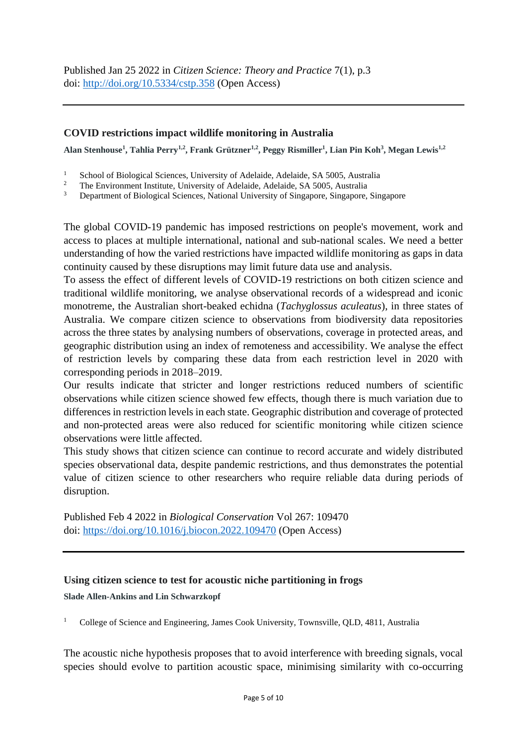Published Jan 25 2022 in *Citizen Science: Theory and Practice* 7(1), p.3
doi: [http://doi.org/10.5334/cstp.358](http://doi.org/10.5334/cstp.358) (Open Access)

---

### COVID restrictions impact wildlife monitoring in Australia

**Alan Stenhouse[1], Tahlia Perry[1,2], Frank Grützner[1,2], Peggy Rismiller[1], Lian Pin Koh[3], Megan Lewis[1,2]**

[1] School of Biological Sciences, University of Adelaide, Adelaide, SA 5005, Australia
[2] The Environment Institute, University of Adelaide, Adelaide, SA 5005, Australia
[3] Department of Biological Sciences, National University of Singapore, Singapore, Singapore

The global COVID-19 pandemic has imposed restrictions on people's movement, work and access to places at multiple international, national and sub-national scales. We need a better understanding of how the varied restrictions have impacted wildlife monitoring as gaps in data continuity caused by these disruptions may limit future data use and analysis.

To assess the effect of different levels of COVID-19 restrictions on both citizen science and traditional wildlife monitoring, we analyse observational records of a widespread and iconic monotreme, the Australian short-beaked echidna (*Tachyglossus aculeatus*), in three states of Australia. We compare citizen science to observations from biodiversity data repositories across the three states by analysing numbers of observations, coverage in protected areas, and geographic distribution using an index of remoteness and accessibility. We analyse the effect of restriction levels by comparing these data from each restriction level in 2020 with corresponding periods in 2018–2019.

Our results indicate that stricter and longer restrictions reduced numbers of scientific observations while citizen science showed few effects, though there is much variation due to differences in restriction levels in each state. Geographic distribution and coverage of protected and non-protected areas were also reduced for scientific monitoring while citizen science observations were little affected.

This study shows that citizen science can continue to record accurate and widely distributed species observational data, despite pandemic restrictions, and thus demonstrates the potential value of citizen science to other researchers who require reliable data during periods of disruption.

Published Feb 4 2022 in *Biological Conservation* Vol 267: 109470
doi: [https://doi.org/10.1016/j.biocon.2022.109470](https://doi.org/10.1016/j.biocon.2022.109470) (Open Access)

---

### Using citizen science to test for acoustic niche partitioning in frogs

**Slade Allen-Ankins and Lin Schwarzkopf**

[1] College of Science and Engineering, James Cook University, Townsville, QLD, 4811, Australia

The acoustic niche hypothesis proposes that to avoid interference with breeding signals, vocal species should evolve to partition acoustic space, minimising similarity with co-occurring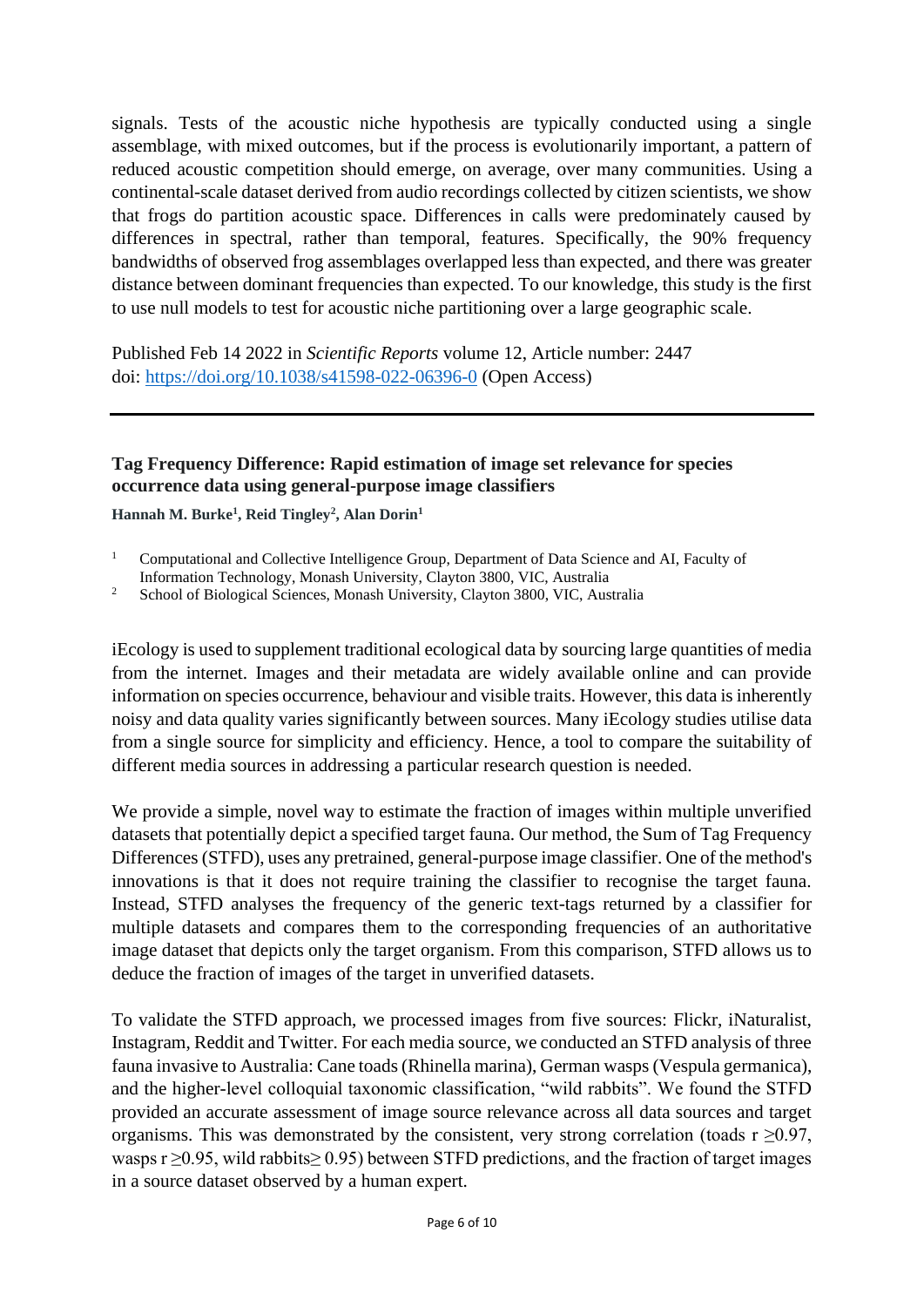signals. Tests of the acoustic niche hypothesis are typically conducted using a single assemblage, with mixed outcomes, but if the process is evolutionarily important, a pattern of reduced acoustic competition should emerge, on average, over many communities. Using a continental-scale dataset derived from audio recordings collected by citizen scientists, we show that frogs do partition acoustic space. Differences in calls were predominately caused by differences in spectral, rather than temporal, features. Specifically, the 90% frequency bandwidths of observed frog assemblages overlapped less than expected, and there was greater distance between dominant frequencies than expected. To our knowledge, this study is the first to use null models to test for acoustic niche partitioning over a large geographic scale.

Published Feb 14 2022 in *Scientific Reports* volume 12, Article number: 2447
doi: https://doi.org/10.1038/s41598-022-06396-0 (Open Access)

---

### Tag Frequency Difference: Rapid estimation of image set relevance for species occurrence data using general-purpose image classifiers

**Hannah M. Burke[1], Reid Tingley[2], Alan Dorin[1]**

[1] Computational and Collective Intelligence Group, Department of Data Science and AI, Faculty of Information Technology, Monash University, Clayton 3800, VIC, Australia
[2] School of Biological Sciences, Monash University, Clayton 3800, VIC, Australia

iEcology is used to supplement traditional ecological data by sourcing large quantities of media from the internet. Images and their metadata are widely available online and can provide information on species occurrence, behaviour and visible traits. However, this data is inherently noisy and data quality varies significantly between sources. Many iEcology studies utilise data from a single source for simplicity and efficiency. Hence, a tool to compare the suitability of different media sources in addressing a particular research question is needed.

We provide a simple, novel way to estimate the fraction of images within multiple unverified datasets that potentially depict a specified target fauna. Our method, the Sum of Tag Frequency Differences (STFD), uses any pretrained, general-purpose image classifier. One of the method's innovations is that it does not require training the classifier to recognise the target fauna. Instead, STFD analyses the frequency of the generic text-tags returned by a classifier for multiple datasets and compares them to the corresponding frequencies of an authoritative image dataset that depicts only the target organism. From this comparison, STFD allows us to deduce the fraction of images of the target in unverified datasets.

To validate the STFD approach, we processed images from five sources: Flickr, iNaturalist, Instagram, Reddit and Twitter. For each media source, we conducted an STFD analysis of three fauna invasive to Australia: Cane toads (Rhinella marina), German wasps (Vespula germanica), and the higher-level colloquial taxonomic classification, "wild rabbits". We found the STFD provided an accurate assessment of image source relevance across all data sources and target organisms. This was demonstrated by the consistent, very strong correlation (toads $r \geq 0.97$, wasps $r \geq 0.95$, wild rabbits $\geq 0.95$) between STFD predictions, and the fraction of target images in a source dataset observed by a human expert.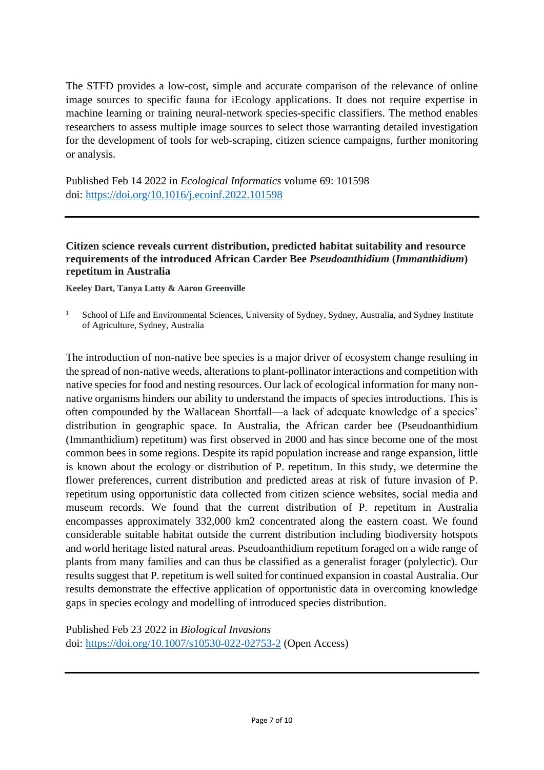The STFD provides a low-cost, simple and accurate comparison of the relevance of online image sources to specific fauna for iEcology applications. It does not require expertise in machine learning or training neural-network species-specific classifiers. The method enables researchers to assess multiple image sources to select those warranting detailed investigation for the development of tools for web-scraping, citizen science campaigns, further monitoring or analysis.

Published Feb 14 2022 in *Ecological Informatics* volume 69: 101598
doi: https://doi.org/10.1016/j.ecoinf.2022.101598

---

**Citizen science reveals current distribution, predicted habitat suitability and resource requirements of the introduced African Carder Bee *Pseudoanthidium* (*Immanthidium*) repetitum in Australia**

**Keeley Dart, Tanya Latty & Aaron Greenville**

[1] School of Life and Environmental Sciences, University of Sydney, Sydney, Australia, and Sydney Institute of Agriculture, Sydney, Australia

The introduction of non-native bee species is a major driver of ecosystem change resulting in the spread of non-native weeds, alterations to plant-pollinator interactions and competition with native species for food and nesting resources. Our lack of ecological information for many non-native organisms hinders our ability to understand the impacts of species introductions. This is often compounded by the Wallacean Shortfall—a lack of adequate knowledge of a species' distribution in geographic space. In Australia, the African carder bee (Pseudoanthidium (Immanthidium) repetitum) was first observed in 2000 and has since become one of the most common bees in some regions. Despite its rapid population increase and range expansion, little is known about the ecology or distribution of P. repetitum. In this study, we determine the flower preferences, current distribution and predicted areas at risk of future invasion of P. repetitum using opportunistic data collected from citizen science websites, social media and museum records. We found that the current distribution of P. repetitum in Australia encompasses approximately 332,000 km2 concentrated along the eastern coast. We found considerable suitable habitat outside the current distribution including biodiversity hotspots and world heritage listed natural areas. Pseudoanthidium repetitum foraged on a wide range of plants from many families and can thus be classified as a generalist forager (polylectic). Our results suggest that P. repetitum is well suited for continued expansion in coastal Australia. Our results demonstrate the effective application of opportunistic data in overcoming knowledge gaps in species ecology and modelling of introduced species distribution.

Published Feb 23 2022 in *Biological Invasions*
doi: https://doi.org/10.1007/s10530-022-02753-2 (Open Access)

---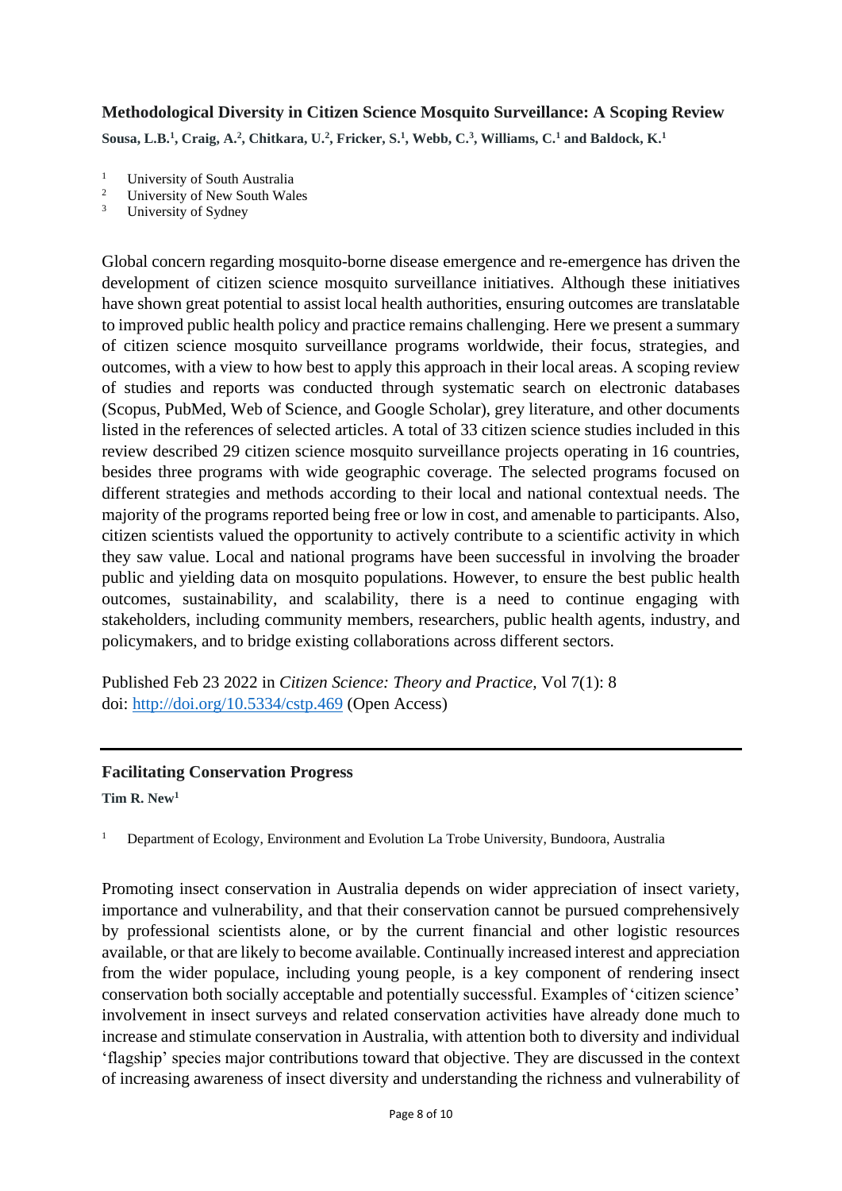### Methodological Diversity in Citizen Science Mosquito Surveillance: A Scoping Review

**Sousa, L.B.[1], Craig, A.[2], Chitkara, U.[2], Fricker, S.[1], Webb, C.[3], Williams, C.[1] and Baldock, K.[1]**

[1] University of South Australia
[2] University of New South Wales
[3] University of Sydney

Global concern regarding mosquito-borne disease emergence and re-emergence has driven the development of citizen science mosquito surveillance initiatives. Although these initiatives have shown great potential to assist local health authorities, ensuring outcomes are translatable to improved public health policy and practice remains challenging. Here we present a summary of citizen science mosquito surveillance programs worldwide, their focus, strategies, and outcomes, with a view to how best to apply this approach in their local areas. A scoping review of studies and reports was conducted through systematic search on electronic databases (Scopus, PubMed, Web of Science, and Google Scholar), grey literature, and other documents listed in the references of selected articles. A total of 33 citizen science studies included in this review described 29 citizen science mosquito surveillance projects operating in 16 countries, besides three programs with wide geographic coverage. The selected programs focused on different strategies and methods according to their local and national contextual needs. The majority of the programs reported being free or low in cost, and amenable to participants. Also, citizen scientists valued the opportunity to actively contribute to a scientific activity in which they saw value. Local and national programs have been successful in involving the broader public and yielding data on mosquito populations. However, to ensure the best public health outcomes, sustainability, and scalability, there is a need to continue engaging with stakeholders, including community members, researchers, public health agents, industry, and policymakers, and to bridge existing collaborations across different sectors.

Published Feb 23 2022 in *Citizen Science: Theory and Practice*, Vol 7(1): 8
doi: http://doi.org/10.5334/cstp.469 (Open Access)

---

### Facilitating Conservation Progress

**Tim R. New[1]**

[1] Department of Ecology, Environment and Evolution La Trobe University, Bundoora, Australia

Promoting insect conservation in Australia depends on wider appreciation of insect variety, importance and vulnerability, and that their conservation cannot be pursued comprehensively by professional scientists alone, or by the current financial and other logistic resources available, or that are likely to become available. Continually increased interest and appreciation from the wider populace, including young people, is a key component of rendering insect conservation both socially acceptable and potentially successful. Examples of 'citizen science' involvement in insect surveys and related conservation activities have already done much to increase and stimulate conservation in Australia, with attention both to diversity and individual 'flagship' species major contributions toward that objective. They are discussed in the context of increasing awareness of insect diversity and understanding the richness and vulnerability of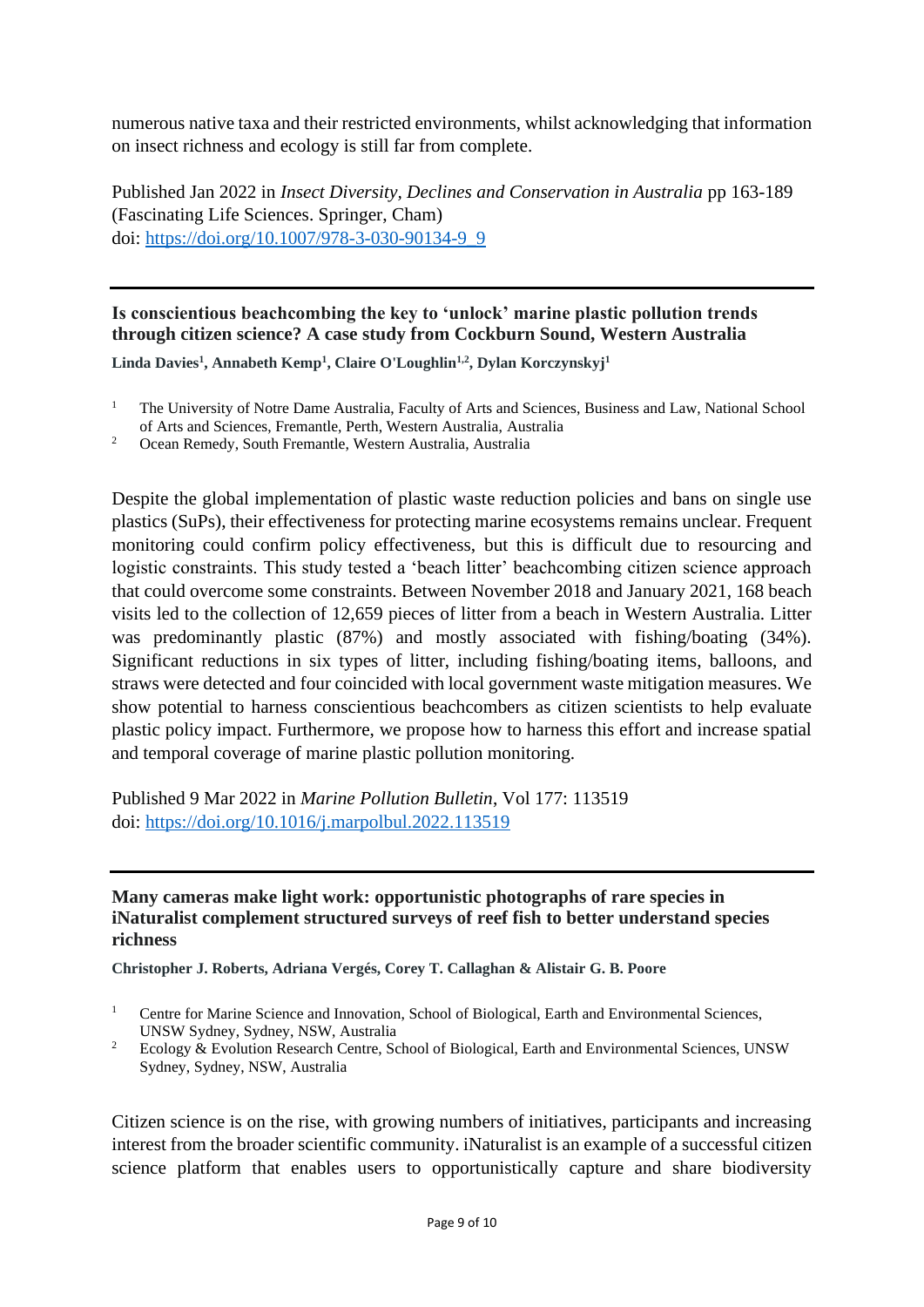numerous native taxa and their restricted environments, whilst acknowledging that information on insect richness and ecology is still far from complete.

Published Jan 2022 in *Insect Diversity, Declines and Conservation in Australia* pp 163-189 (Fascinating Life Sciences. Springer, Cham)
doi: [https://doi.org/10.1007/978-3-030-90134-9_9](https://doi.org/10.1007/978-3-030-90134-9_9)

---

### Is conscientious beachcombing the key to 'unlock' marine plastic pollution trends through citizen science? A case study from Cockburn Sound, Western Australia

**Linda Davies[1], Annabeth Kemp[1], Claire O'Loughlin[1,2], Dylan Korczynskyj[1]**

1. The University of Notre Dame Australia, Faculty of Arts and Sciences, Business and Law, National School of Arts and Sciences, Fremantle, Perth, Western Australia, Australia
2. Ocean Remedy, South Fremantle, Western Australia, Australia

Despite the global implementation of plastic waste reduction policies and bans on single use plastics (SuPs), their effectiveness for protecting marine ecosystems remains unclear. Frequent monitoring could confirm policy effectiveness, but this is difficult due to resourcing and logistic constraints. This study tested a 'beach litter' beachcombing citizen science approach that could overcome some constraints. Between November 2018 and January 2021, 168 beach visits led to the collection of 12,659 pieces of litter from a beach in Western Australia. Litter was predominantly plastic (87%) and mostly associated with fishing/boating (34%). Significant reductions in six types of litter, including fishing/boating items, balloons, and straws were detected and four coincided with local government waste mitigation measures. We show potential to harness conscientious beachcombers as citizen scientists to help evaluate plastic policy impact. Furthermore, we propose how to harness this effort and increase spatial and temporal coverage of marine plastic pollution monitoring.

Published 9 Mar 2022 in *Marine Pollution Bulletin*, Vol 177: 113519
doi: [https://doi.org/10.1016/j.marpolbul.2022.113519](https://doi.org/10.1016/j.marpolbul.2022.113519)

---

### Many cameras make light work: opportunistic photographs of rare species in iNaturalist complement structured surveys of reef fish to better understand species richness

**Christopher J. Roberts, Adriana Vergés, Corey T. Callaghan & Alistair G. B. Poore**

1. Centre for Marine Science and Innovation, School of Biological, Earth and Environmental Sciences, UNSW Sydney, Sydney, NSW, Australia
2. Ecology & Evolution Research Centre, School of Biological, Earth and Environmental Sciences, UNSW Sydney, Sydney, NSW, Australia

Citizen science is on the rise, with growing numbers of initiatives, participants and increasing interest from the broader scientific community. iNaturalist is an example of a successful citizen science platform that enables users to opportunistically capture and share biodiversity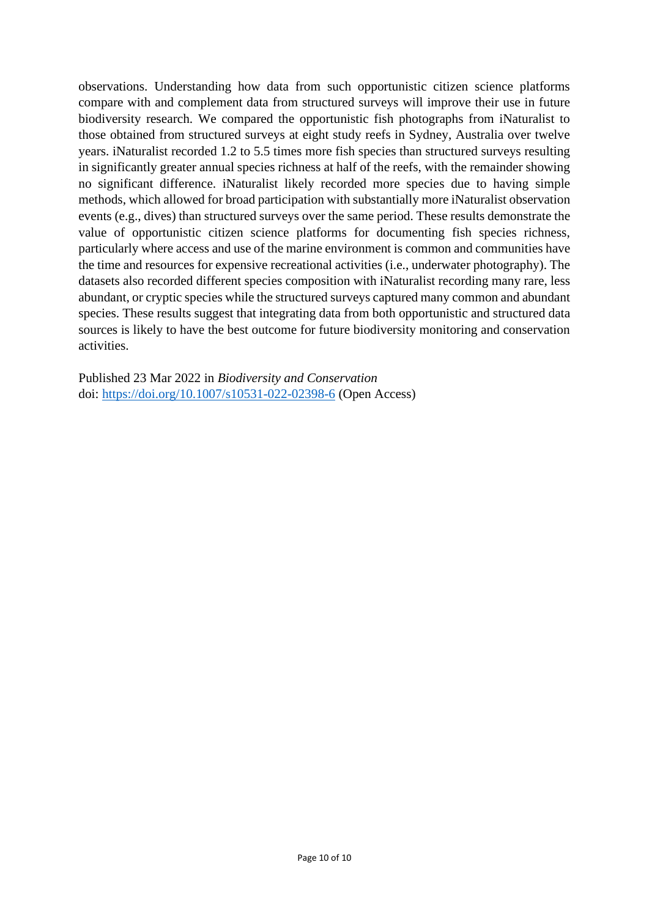observations. Understanding how data from such opportunistic citizen science platforms compare with and complement data from structured surveys will improve their use in future biodiversity research. We compared the opportunistic fish photographs from iNaturalist to those obtained from structured surveys at eight study reefs in Sydney, Australia over twelve years. iNaturalist recorded 1.2 to 5.5 times more fish species than structured surveys resulting in significantly greater annual species richness at half of the reefs, with the remainder showing no significant difference. iNaturalist likely recorded more species due to having simple methods, which allowed for broad participation with substantially more iNaturalist observation events (e.g., dives) than structured surveys over the same period. These results demonstrate the value of opportunistic citizen science platforms for documenting fish species richness, particularly where access and use of the marine environment is common and communities have the time and resources for expensive recreational activities (i.e., underwater photography). The datasets also recorded different species composition with iNaturalist recording many rare, less abundant, or cryptic species while the structured surveys captured many common and abundant species. These results suggest that integrating data from both opportunistic and structured data sources is likely to have the best outcome for future biodiversity monitoring and conservation activities.

Published 23 Mar 2022 in *Biodiversity and Conservation*
doi: [https://doi.org/10.1007/s10531-022-02398-6](https://doi.org/10.1007/s10531-022-02398-6) (Open Access)